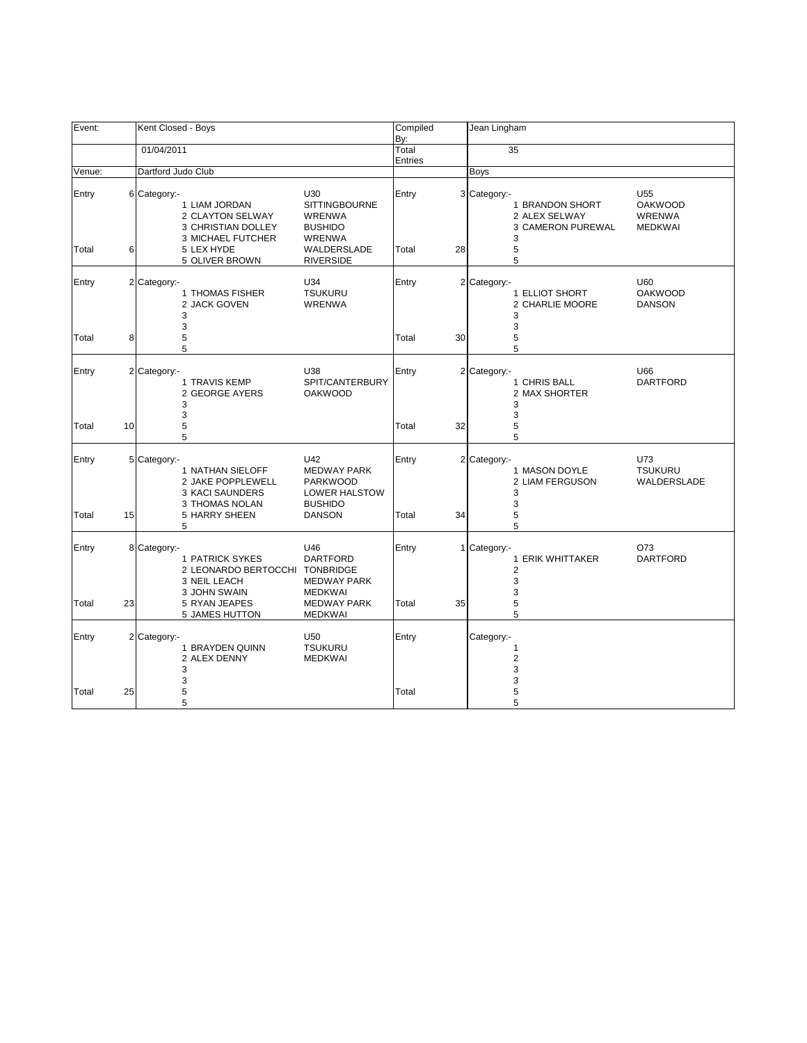| Event: | Kent Closed - Boys | Compiled By: | Jean Lingham |
|---|---|---|---|
| | 01/04/2011 | Total Entries | 35 |
| Venue: | Dartford Judo Club | | Boys |

| | | Category:- | Name | Club | | | Category:- | Name | Club |
|---|---|---|---|---|---|---|---|---|---|
| Entry | 6 | Category:- | | U30 | Entry | 3 | Category:- | | U55 |
| | | 1 | LIAM JORDAN | SITTINGBOURNE | | | 1 | BRANDON SHORT | OAKWOOD |
| | | 2 | CLAYTON SELWAY | WRENWA | | | 2 | ALEX SELWAY | WRENWA |
| | | 3 | CHRISTIAN DOLLEY | BUSHIDO | | | 3 | CAMERON PUREWAL | MEDKWAI |
| | | 3 | MICHAEL FUTCHER | WRENWA | | | 3 | | |
| Total | 6 | 5 | LEX HYDE | WALDERSLADE | Total | 28 | 5 | | |
| | | 5 | OLIVER BROWN | RIVERSIDE | | | 5 | | |
| Entry | 2 | Category:- | | U34 | Entry | 2 | Category:- | | U60 |
| | | 1 | THOMAS FISHER | TSUKURU | | | 1 | ELLIOT SHORT | OAKWOOD |
| | | 2 | JACK GOVEN | WRENWA | | | 2 | CHARLIE MOORE | DANSON |
| | | 3 | | | | | 3 | | |
| | | 3 | | | | | 3 | | |
| Total | 8 | 5 | | | Total | 30 | 5 | | |
| | | 5 | | | | | 5 | | |
| Entry | 2 | Category:- | | U38 | Entry | 2 | Category:- | | U66 |
| | | 1 | TRAVIS KEMP | SPIT/CANTERBURY | | | 1 | CHRIS BALL | DARTFORD |
| | | 2 | GEORGE AYERS | OAKWOOD | | | 2 | MAX SHORTER | |
| | | 3 | | | | | 3 | | |
| | | 3 | | | | | 3 | | |
| Total | 10 | 5 | | | Total | 32 | 5 | | |
| | | 5 | | | | | 5 | | |
| Entry | 5 | Category:- | | U42 | Entry | 2 | Category:- | | U73 |
| | | 1 | NATHAN SIELOFF | MEDWAY PARK | | | 1 | MASON DOYLE | TSUKURU |
| | | 2 | JAKE POPPLEWELL | PARKWOOD | | | 2 | LIAM FERGUSON | WALDERSLADE |
| | | 3 | KACI SAUNDERS | LOWER HALSTOW | | | 3 | | |
| | | 3 | THOMAS NOLAN | BUSHIDO | | | 3 | | |
| Total | 15 | 5 | HARRY SHEEN | DANSON | Total | 34 | 5 | | |
| | | 5 | | | | | 5 | | |
| Entry | 8 | Category:- | | U46 | Entry | 1 | Category:- | | O73 |
| | | 1 | PATRICK SYKES | DARTFORD | | | 1 | ERIK WHITTAKER | DARTFORD |
| | | 2 | LEONARDO BERTOCCHI | TONBRIDGE | | | 2 | | |
| | | 3 | NEIL LEACH | MEDWAY PARK | | | 3 | | |
| | | 3 | JOHN SWAIN | MEDKWAI | | | 3 | | |
| Total | 23 | 5 | RYAN JEAPES | MEDWAY PARK | Total | 35 | 5 | | |
| | | 5 | JAMES HUTTON | MEDKWAI | | | 5 | | |
| Entry | 2 | Category:- | | U50 | Entry | | Category:- | | |
| | | 1 | BRAYDEN QUINN | TSUKURU | | | 1 | | |
| | | 2 | ALEX DENNY | MEDKWAI | | | 2 | | |
| | | 3 | | | | | 3 | | |
| | | 3 | | | | | 3 | | |
| Total | 25 | 5 | | | Total | | 5 | | |
| | | 5 | | | | | 5 | | |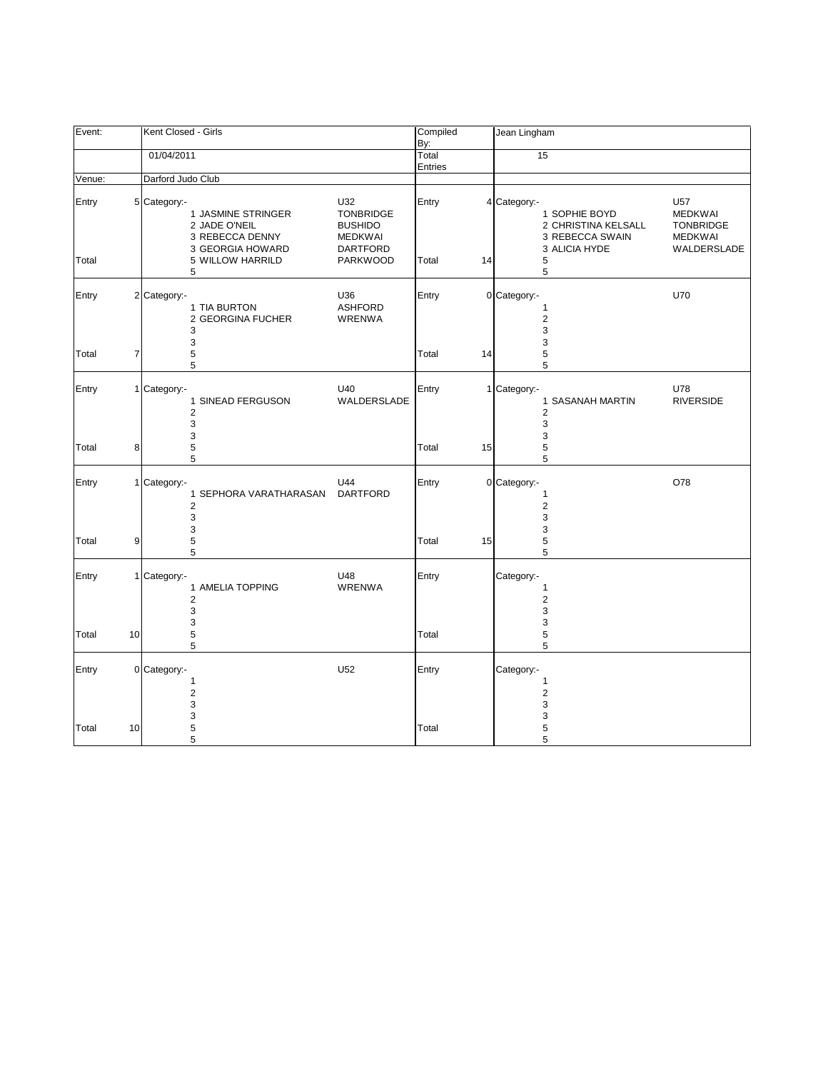| Event: | Kent Closed - Girls | | Compiled By: | Jean Lingham | |
|---|---|---|---|---|---|
| | 01/04/2011 | | Total Entries | 15 | |
| Venue: | Darford Judo Club | | | | |

| | | | | | | | |
|---|---|---|---|---|---|---|---|
| Entry | 5 | Category:- | U32 | Entry | 4 | Category:- | U57 |
| | | 1 JASMINE STRINGER | TONBRIDGE | | | 1 SOPHIE BOYD | MEDKWAI |
| | | 2 JADE O'NEIL | BUSHIDO | | | 2 CHRISTINA KELSALL | TONBRIDGE |
| | | 3 REBECCA DENNY | MEDKWAI | | | 3 REBECCA SWAIN | MEDKWAI |
| | | 3 GEORGIA HOWARD | DARTFORD | | | 3 ALICIA HYDE | WALDERSLADE |
| Total | | 5 WILLOW HARRILD | PARKWOOD | Total | 14 | 5 | |
| | | 5 | | | | 5 | |
| Entry | 2 | Category:- | U36 | Entry | 0 | Category:- | U70 |
| | | 1 TIA BURTON | ASHFORD | | | 1 | |
| | | 2 GEORGINA FUCHER | WRENWA | | | 2 | |
| | | 3 | | | | 3 | |
| | | 3 | | | | 3 | |
| Total | 7 | 5 | | Total | 14 | 5 | |
| | | 5 | | | | 5 | |
| Entry | 1 | Category:- | U40 | Entry | 1 | Category:- | U78 |
| | | 1 SINEAD FERGUSON | WALDERSLADE | | | 1 SASANAH MARTIN | RIVERSIDE |
| | | 2 | | | | 2 | |
| | | 3 | | | | 3 | |
| | | 3 | | | | 3 | |
| Total | 8 | 5 | | Total | 15 | 5 | |
| | | 5 | | | | 5 | |
| Entry | 1 | Category:- | U44 | Entry | 0 | Category:- | O78 |
| | | 1 SEPHORA VARATHARASAN | DARTFORD | | | 1 | |
| | | 2 | | | | 2 | |
| | | 3 | | | | 3 | |
| | | 3 | | | | 3 | |
| Total | 9 | 5 | | Total | 15 | 5 | |
| | | 5 | | | | 5 | |
| Entry | 1 | Category:- | U48 | Entry | | Category:- | |
| | | 1 AMELIA TOPPING | WRENWA | | | 1 | |
| | | 2 | | | | 2 | |
| | | 3 | | | | 3 | |
| | | 3 | | | | 3 | |
| Total | 10 | 5 | | Total | | 5 | |
| | | 5 | | | | 5 | |
| Entry | 0 | Category:- | U52 | Entry | | Category:- | |
| | | 1 | | | | 1 | |
| | | 2 | | | | 2 | |
| | | 3 | | | | 3 | |
| | | 3 | | | | 3 | |
| Total | 10 | 5 | | Total | | 5 | |
| | | 5 | | | | 5 | |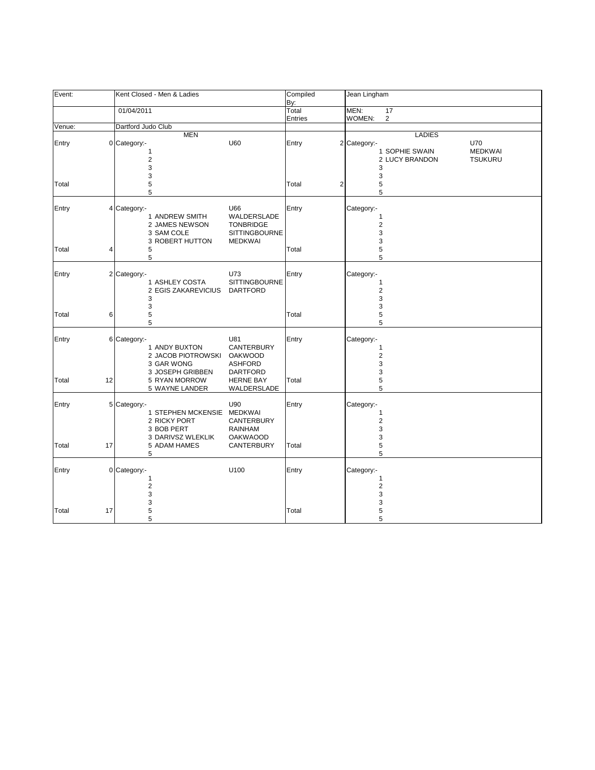| | | | | | | |
|---|---|---|---|---|---|---|
| Event: | Kent Closed - Men & Ladies | | Compiled By: | Jean Lingham | | |
| | 01/04/2011 | | Total Entries | MEN: 17 | | |
| | | | | WOMEN: 2 | | |
| Venue: | Dartford Judo Club | | | | | |

| | | MEN | | | | LADIES | |
|---|---|---|---|---|---|---|---|
| Entry | 0 | Category:- | U60 | Entry | 2 | Category:- | U70 |
| | | 1 | | | | 1 SOPHIE SWAIN | MEDKWAI |
| | | 2 | | | | 2 LUCY BRANDON | TSUKURU |
| | | 3 | | | | 3 | |
| | | 3 | | | | 3 | |
| Total | | 5 | | Total | 2 | 5 | |
| | | 5 | | | | 5 | |
| Entry | 4 | Category:- | U66 | Entry | | Category:- | |
| | | 1 ANDREW SMITH | WALDERSLADE | | | 1 | |
| | | 2 JAMES NEWSON | TONBRIDGE | | | 2 | |
| | | 3 SAM COLE | SITTINGBOURNE | | | 3 | |
| | | 3 ROBERT HUTTON | MEDKWAI | | | 3 | |
| Total | 4 | 5 | | Total | | 5 | |
| | | 5 | | | | 5 | |
| Entry | 2 | Category:- | U73 | Entry | | Category:- | |
| | | 1 ASHLEY COSTA | SITTINGBOURNE | | | 1 | |
| | | 2 EGIS ZAKAREVICIUS | DARTFORD | | | 2 | |
| | | 3 | | | | 3 | |
| | | 3 | | | | 3 | |
| Total | 6 | 5 | | Total | | 5 | |
| | | 5 | | | | 5 | |
| Entry | 6 | Category:- | U81 | Entry | | Category:- | |
| | | 1 ANDY BUXTON | CANTERBURY | | | 1 | |
| | | 2 JACOB PIOTROWSKI | OAKWOOD | | | 2 | |
| | | 3 GAR WONG | ASHFORD | | | 3 | |
| | | 3 JOSEPH GRIBBEN | DARTFORD | | | 3 | |
| Total | 12 | 5 RYAN MORROW | HERNE BAY | Total | | 5 | |
| | | 5 WAYNE LANDER | WALDERSLADE | | | 5 | |
| Entry | 5 | Category:- | U90 | Entry | | Category:- | |
| | | 1 STEPHEN MCKENSIE | MEDKWAI | | | 1 | |
| | | 2 RICKY PORT | CANTERBURY | | | 2 | |
| | | 3 BOB PERT | RAINHAM | | | 3 | |
| | | 3 DARIVSZ WLEKLIK | OAKWAOOD | | | 3 | |
| Total | 17 | 5 ADAM HAMES | CANTERBURY | Total | | 5 | |
| | | 5 | | | | 5 | |
| Entry | 0 | Category:- | U100 | Entry | | Category:- | |
| | | 1 | | | | 1 | |
| | | 2 | | | | 2 | |
| | | 3 | | | | 3 | |
| | | 3 | | | | 3 | |
| Total | 17 | 5 | | Total | | 5 | |
| | | 5 | | | | 5 | |